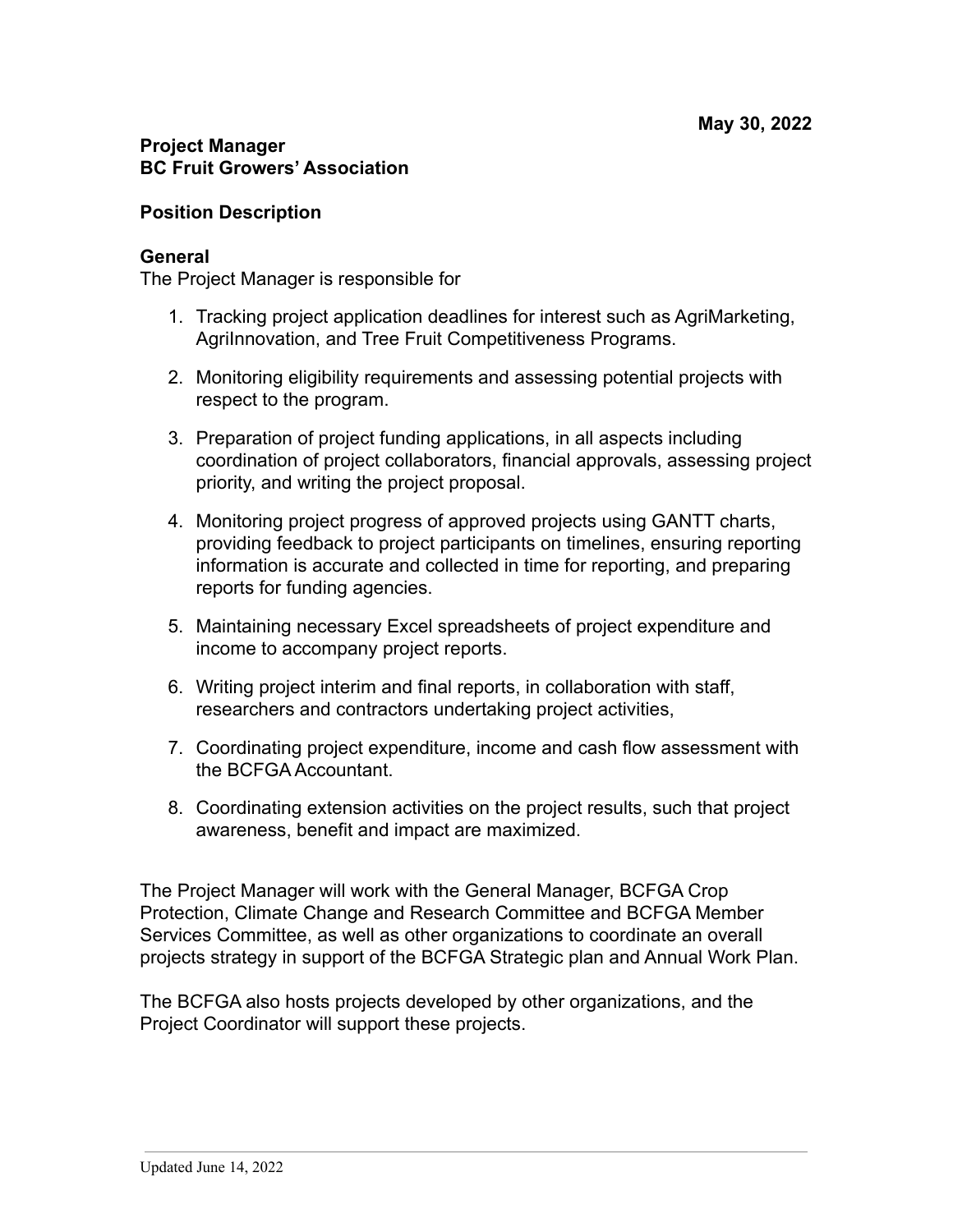**May 30, 2022**

**Project Manager**
**BC Fruit Growers' Association**

**Position Description**

**General**
The Project Manager is responsible for

1. Tracking project application deadlines for interest such as AgriMarketing, AgriInnovation, and Tree Fruit Competitiveness Programs.

2. Monitoring eligibility requirements and assessing potential projects with respect to the program.

3. Preparation of project funding applications, in all aspects including coordination of project collaborators, financial approvals, assessing project priority, and writing the project proposal.

4. Monitoring project progress of approved projects using GANTT charts, providing feedback to project participants on timelines, ensuring reporting information is accurate and collected in time for reporting, and preparing reports for funding agencies.

5. Maintaining necessary Excel spreadsheets of project expenditure and income to accompany project reports.

6. Writing project interim and final reports, in collaboration with staff, researchers and contractors undertaking project activities,

7. Coordinating project expenditure, income and cash flow assessment with the BCFGA Accountant.

8. Coordinating extension activities on the project results, such that project awareness, benefit and impact are maximized.

The Project Manager will work with the General Manager, BCFGA Crop Protection, Climate Change and Research Committee and BCFGA Member Services Committee, as well as other organizations to coordinate an overall projects strategy in support of the BCFGA Strategic plan and Annual Work Plan.

The BCFGA also hosts projects developed by other organizations, and the Project Coordinator will support these projects.

Updated June 14, 2022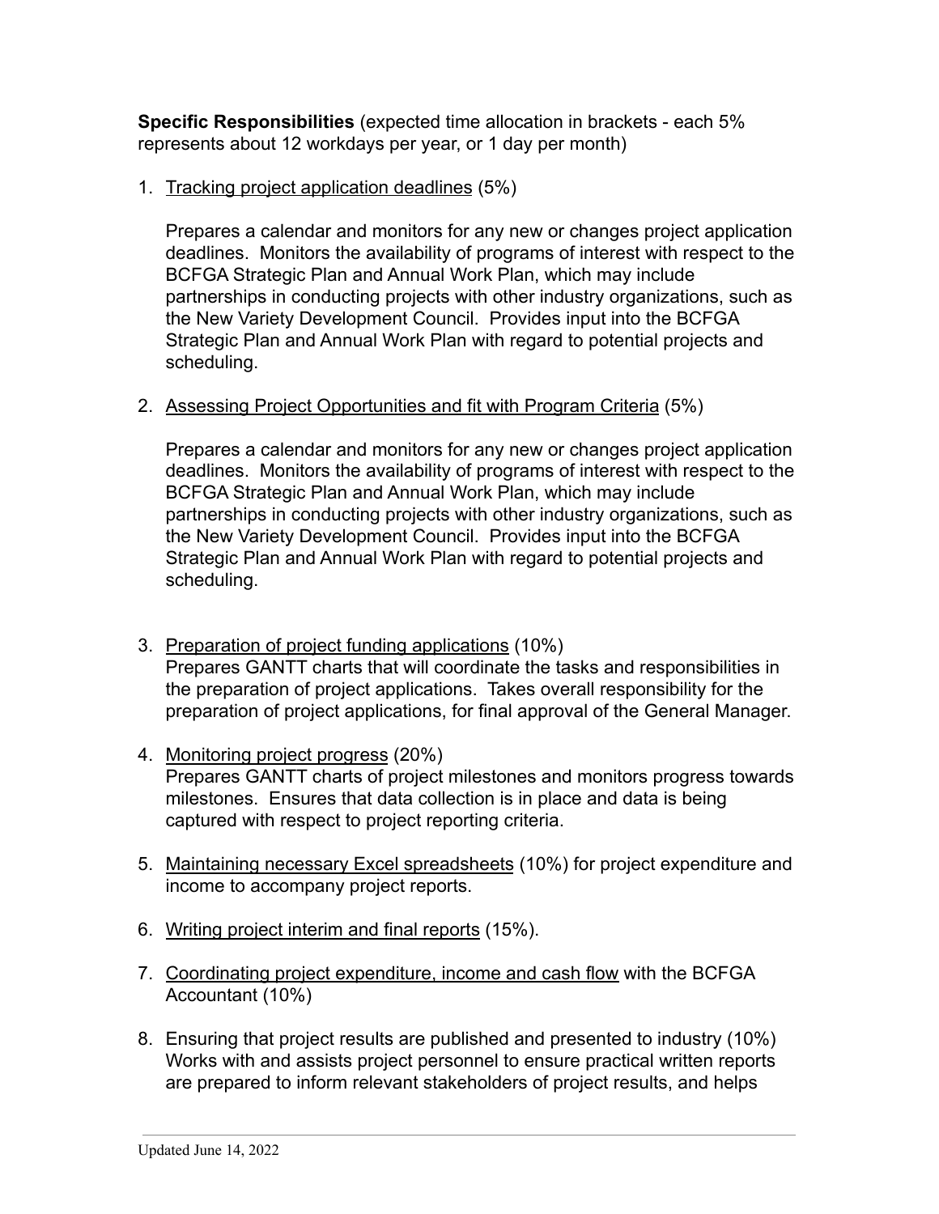**Specific Responsibilities** (expected time allocation in brackets - each 5% represents about 12 workdays per year, or 1 day per month)

1. <u>Tracking project application deadlines</u> (5%)

   Prepares a calendar and monitors for any new or changes project application deadlines. Monitors the availability of programs of interest with respect to the BCFGA Strategic Plan and Annual Work Plan, which may include partnerships in conducting projects with other industry organizations, such as the New Variety Development Council. Provides input into the BCFGA Strategic Plan and Annual Work Plan with regard to potential projects and scheduling.

2. <u>Assessing Project Opportunities and fit with Program Criteria</u> (5%)

   Prepares a calendar and monitors for any new or changes project application deadlines. Monitors the availability of programs of interest with respect to the BCFGA Strategic Plan and Annual Work Plan, which may include partnerships in conducting projects with other industry organizations, such as the New Variety Development Council. Provides input into the BCFGA Strategic Plan and Annual Work Plan with regard to potential projects and scheduling.

3. <u>Preparation of project funding applications</u> (10%)
   Prepares GANTT charts that will coordinate the tasks and responsibilities in the preparation of project applications. Takes overall responsibility for the preparation of project applications, for final approval of the General Manager.

4. <u>Monitoring project progress</u> (20%)
   Prepares GANTT charts of project milestones and monitors progress towards milestones. Ensures that data collection is in place and data is being captured with respect to project reporting criteria.

5. <u>Maintaining necessary Excel spreadsheets</u> (10%) for project expenditure and income to accompany project reports.

6. <u>Writing project interim and final reports</u> (15%).

7. <u>Coordinating project expenditure, income and cash flow</u> with the BCFGA Accountant (10%)

8. Ensuring that project results are published and presented to industry (10%)
   Works with and assists project personnel to ensure practical written reports are prepared to inform relevant stakeholders of project results, and helps

Updated June 14, 2022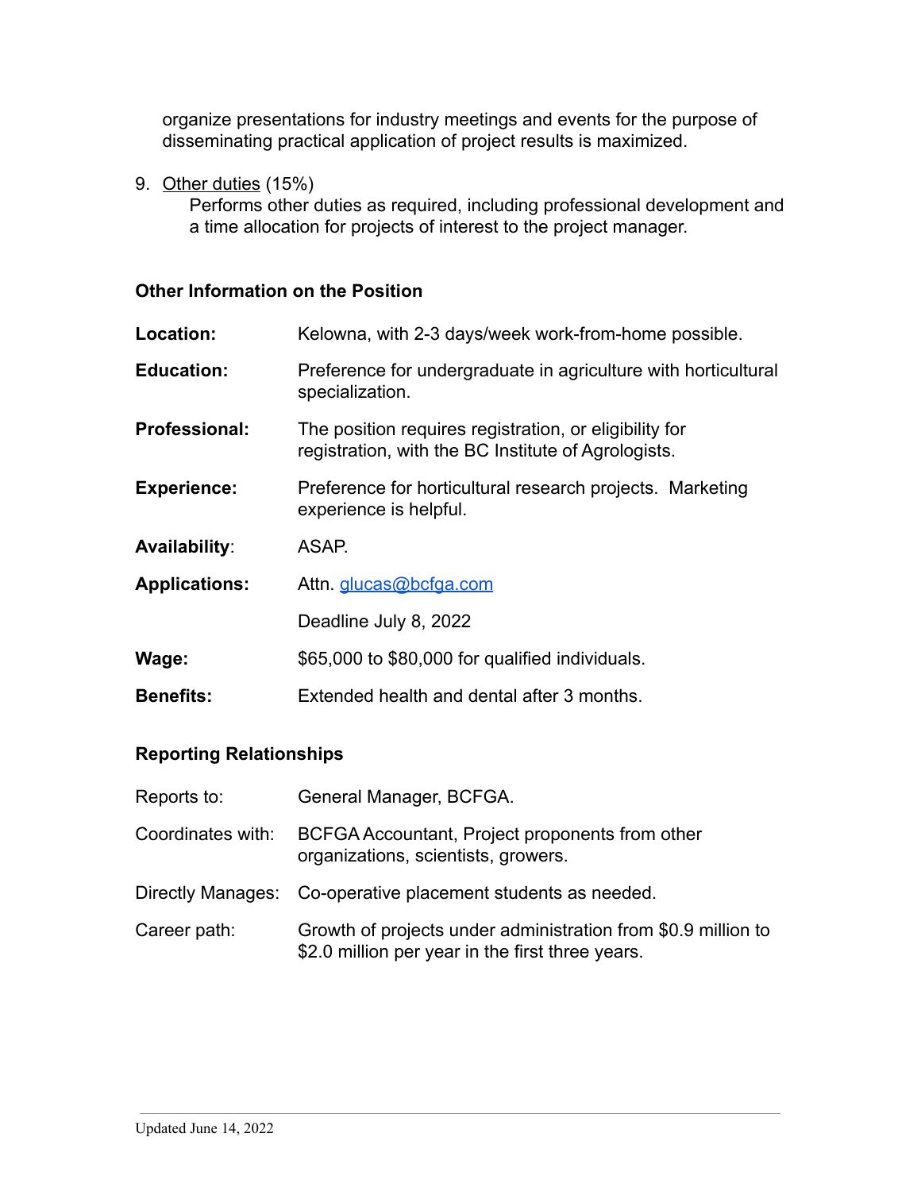organize presentations for industry meetings and events for the purpose of disseminating practical application of project results is maximized.

9. Other duties (15%)
   Performs other duties as required, including professional development and a time allocation for projects of interest to the project manager.

### Other Information on the Position

| | |
|---|---|
| **Location:** | Kelowna, with 2-3 days/week work-from-home possible. |
| **Education:** | Preference for undergraduate in agriculture with horticultural specialization. |
| **Professional:** | The position requires registration, or eligibility for registration, with the BC Institute of Agrologists. |
| **Experience:** | Preference for horticultural research projects. Marketing experience is helpful. |
| **Availability:** | ASAP. |
| **Applications:** | Attn. glucas@bcfga.com |
| | Deadline July 8, 2022 |
| **Wage:** | $65,000 to $80,000 for qualified individuals. |
| **Benefits:** | Extended health and dental after 3 months. |

### Reporting Relationships

| | |
|---|---|
| Reports to: | General Manager, BCFGA. |
| Coordinates with: | BCFGA Accountant, Project proponents from other organizations, scientists, growers. |
| Directly Manages: | Co-operative placement students as needed. |
| Career path: | Growth of projects under administration from $0.9 million to $2.0 million per year in the first three years. |

Updated June 14, 2022